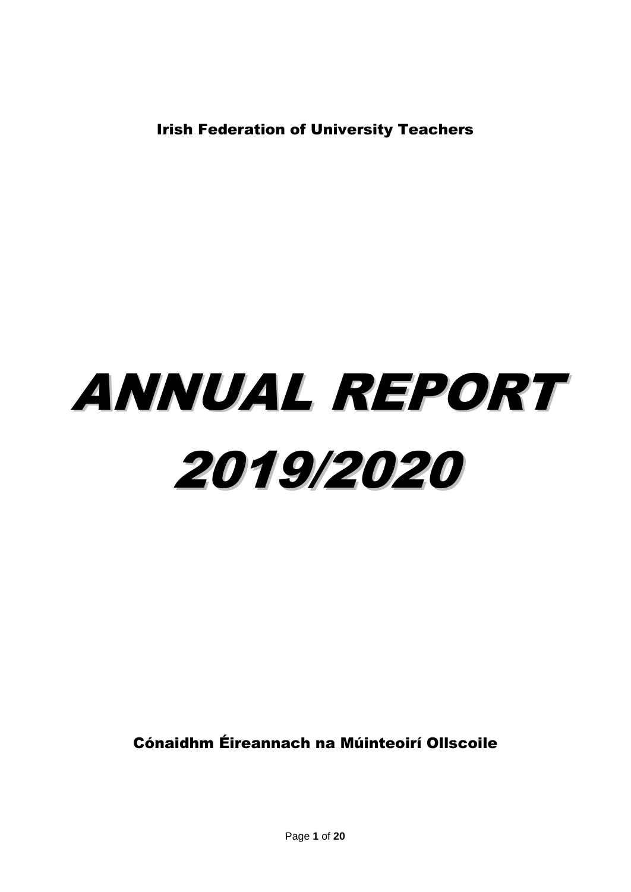Irish Federation of University Teachers

# ANNUAL REPORT 2019/2020

Cónaidhm Éireannach na Múinteoirí Ollscoile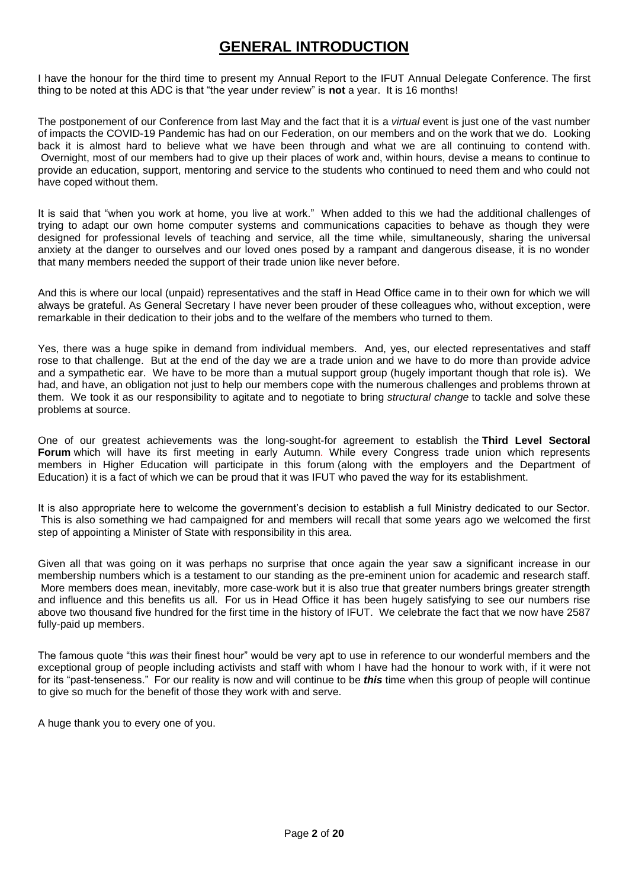# GENERAL INTRODUCTION

I have the honour for the third time to present my Annual Report to the IFUT Annual Delegate Conference. The first thing to be noted at this ADC is that "the year under review" is **not** a year. It is 16 months!

The postponement of our Conference from last May and the fact that it is a *virtual* event is just one of the vast number of impacts the COVID-19 Pandemic has had on our Federation, on our members and on the work that we do. Looking back it is almost hard to believe what we have been through and what we are all continuing to contend with. Overnight, most of our members had to give up their places of work and, within hours, devise a means to continue to provide an education, support, mentoring and service to the students who continued to need them and who could not have coped without them.

It is said that "when you work at home, you live at work." When added to this we had the additional challenges of trying to adapt our own home computer systems and communications capacities to behave as though they were designed for professional levels of teaching and service, all the time while, simultaneously, sharing the universal anxiety at the danger to ourselves and our loved ones posed by a rampant and dangerous disease, it is no wonder that many members needed the support of their trade union like never before.

And this is where our local (unpaid) representatives and the staff in Head Office came in to their own for which we will always be grateful. As General Secretary I have never been prouder of these colleagues who, without exception, were remarkable in their dedication to their jobs and to the welfare of the members who turned to them.

Yes, there was a huge spike in demand from individual members. And, yes, our elected representatives and staff rose to that challenge. But at the end of the day we are a trade union and we have to do more than provide advice and a sympathetic ear. We have to be more than a mutual support group (hugely important though that role is). We had, and have, an obligation not just to help our members cope with the numerous challenges and problems thrown at them. We took it as our responsibility to agitate and to negotiate to bring *structural change* to tackle and solve these problems at source.

One of our greatest achievements was the long-sought-for agreement to establish the **Third Level Sectoral Forum** which will have its first meeting in early Autumn. While every Congress trade union which represents members in Higher Education will participate in this forum (along with the employers and the Department of Education) it is a fact of which we can be proud that it was IFUT who paved the way for its establishment.

It is also appropriate here to welcome the government's decision to establish a full Ministry dedicated to our Sector. This is also something we had campaigned for and members will recall that some years ago we welcomed the first step of appointing a Minister of State with responsibility in this area.

Given all that was going on it was perhaps no surprise that once again the year saw a significant increase in our membership numbers which is a testament to our standing as the pre-eminent union for academic and research staff. More members does mean, inevitably, more case-work but it is also true that greater numbers brings greater strength and influence and this benefits us all. For us in Head Office it has been hugely satisfying to see our numbers rise above two thousand five hundred for the first time in the history of IFUT. We celebrate the fact that we now have 2587 fully-paid up members.

The famous quote "this *was* their finest hour" would be very apt to use in reference to our wonderful members and the exceptional group of people including activists and staff with whom I have had the honour to work with, if it were not for its "past-tenseness." For our reality is now and will continue to be ***this*** time when this group of people will continue to give so much for the benefit of those they work with and serve.

A huge thank you to every one of you.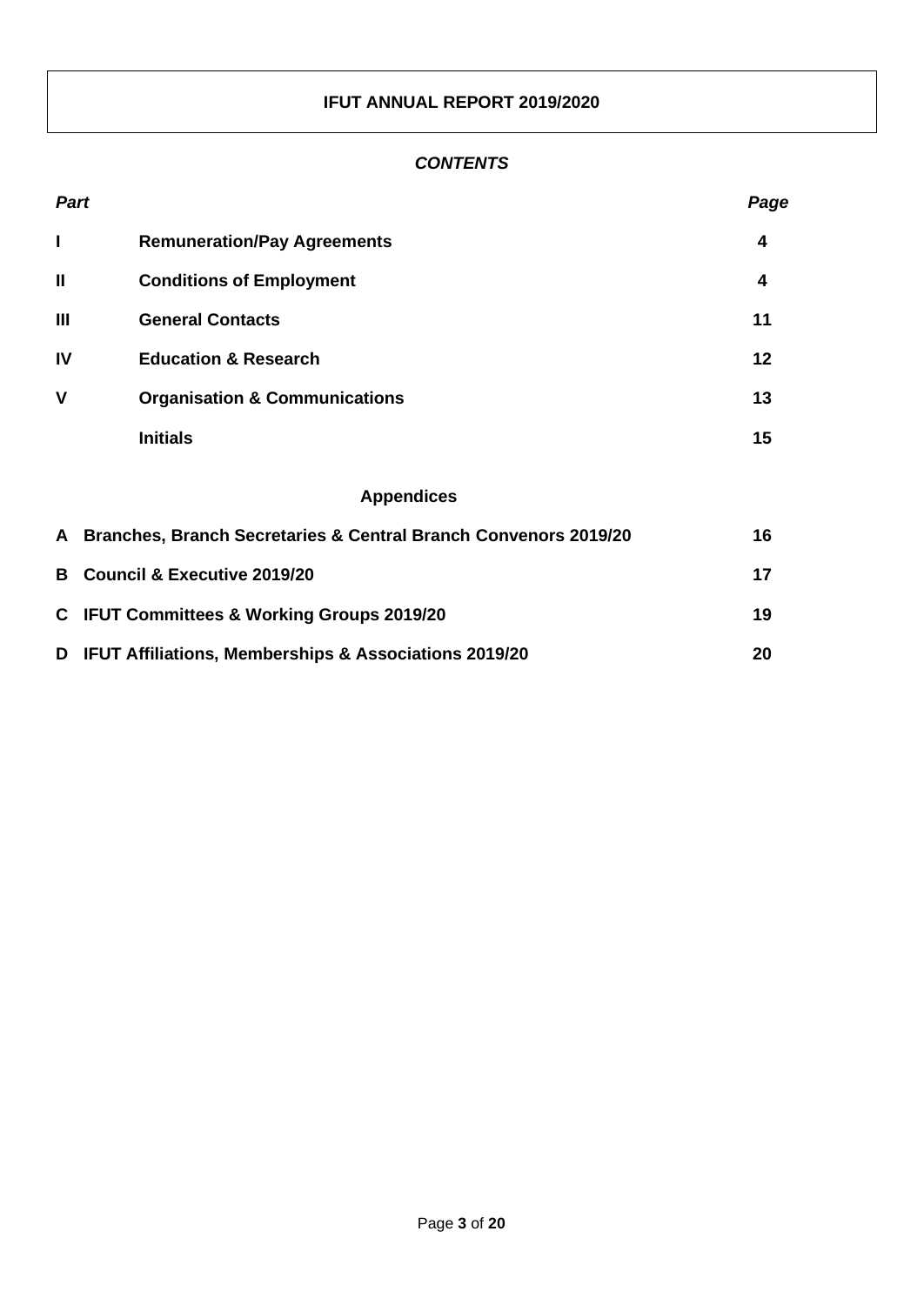# IFUT ANNUAL REPORT 2019/2020

***CONTENTS***

| *Part* | | *Page* |
|---|---|---|
| **I** | **Remuneration/Pay Agreements** | **4** |
| **II** | **Conditions of Employment** | **4** |
| **III** | **General Contacts** | **11** |
| **IV** | **Education & Research** | **12** |
| **V** | **Organisation & Communications** | **13** |
| | **Initials** | **15** |

## Appendices

| | | |
|---|---|---|
| **A** | **Branches, Branch Secretaries & Central Branch Convenors 2019/20** | **16** |
| **B** | **Council & Executive 2019/20** | **17** |
| **C** | **IFUT Committees & Working Groups 2019/20** | **19** |
| **D** | **IFUT Affiliations, Memberships & Associations 2019/20** | **20** |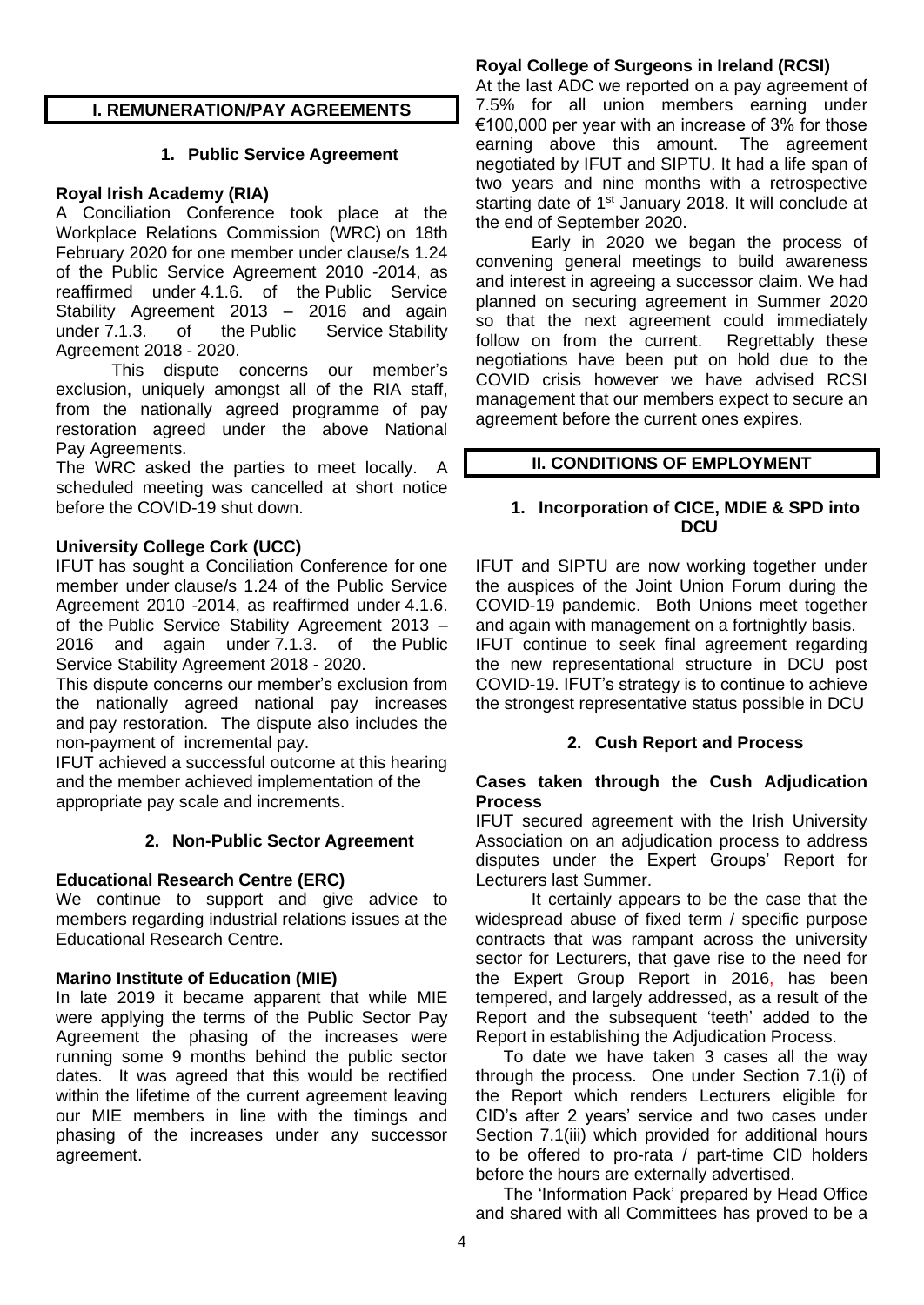## I. REMUNERATION/PAY AGREEMENTS

### 1. Public Service Agreement

**Royal Irish Academy (RIA)**

A Conciliation Conference took place at the Workplace Relations Commission (WRC) on 18th February 2020 for one member under clause/s 1.24 of the Public Service Agreement 2010 -2014, as reaffirmed under 4.1.6. of the Public Service Stability Agreement 2013 – 2016 and again under 7.1.3. of the Public Service Stability Agreement 2018 - 2020.

This dispute concerns our member's exclusion, uniquely amongst all of the RIA staff, from the nationally agreed programme of pay restoration agreed under the above National Pay Agreements.

The WRC asked the parties to meet locally. A scheduled meeting was cancelled at short notice before the COVID-19 shut down.

**University College Cork (UCC)**

IFUT has sought a Conciliation Conference for one member under clause/s 1.24 of the Public Service Agreement 2010 -2014, as reaffirmed under 4.1.6. of the Public Service Stability Agreement 2013 – 2016 and again under 7.1.3. of the Public Service Stability Agreement 2018 - 2020.

This dispute concerns our member's exclusion from the nationally agreed national pay increases and pay restoration. The dispute also includes the non-payment of incremental pay.

IFUT achieved a successful outcome at this hearing and the member achieved implementation of the appropriate pay scale and increments.

### 2. Non-Public Sector Agreement

**Educational Research Centre (ERC)**

We continue to support and give advice to members regarding industrial relations issues at the Educational Research Centre.

**Marino Institute of Education (MIE)**

In late 2019 it became apparent that while MIE were applying the terms of the Public Sector Pay Agreement the phasing of the increases were running some 9 months behind the public sector dates. It was agreed that this would be rectified within the lifetime of the current agreement leaving our MIE members in line with the timings and phasing of the increases under any successor agreement.

**Royal College of Surgeons in Ireland (RCSI)**

At the last ADC we reported on a pay agreement of 7.5% for all union members earning under €100,000 per year with an increase of 3% for those earning above this amount. The agreement negotiated by IFUT and SIPTU. It had a life span of two years and nine months with a retrospective starting date of 1st January 2018. It will conclude at the end of September 2020.

Early in 2020 we began the process of convening general meetings to build awareness and interest in agreeing a successor claim. We had planned on securing agreement in Summer 2020 so that the next agreement could immediately follow on from the current. Regrettably these negotiations have been put on hold due to the COVID crisis however we have advised RCSI management that our members expect to secure an agreement before the current ones expires.

## II. CONDITIONS OF EMPLOYMENT

### 1. Incorporation of CICE, MDIE & SPD into DCU

IFUT and SIPTU are now working together under the auspices of the Joint Union Forum during the COVID-19 pandemic. Both Unions meet together and again with management on a fortnightly basis.

IFUT continue to seek final agreement regarding the new representational structure in DCU post COVID-19. IFUT's strategy is to continue to achieve the strongest representative status possible in DCU

### 2. Cush Report and Process

**Cases taken through the Cush Adjudication Process**

IFUT secured agreement with the Irish University Association on an adjudication process to address disputes under the Expert Groups' Report for Lecturers last Summer.

It certainly appears to be the case that the widespread abuse of fixed term / specific purpose contracts that was rampant across the university sector for Lecturers, that gave rise to the need for the Expert Group Report in 2016, has been tempered, and largely addressed, as a result of the Report and the subsequent 'teeth' added to the Report in establishing the Adjudication Process.

To date we have taken 3 cases all the way through the process. One under Section 7.1(i) of the Report which renders Lecturers eligible for CID's after 2 years' service and two cases under Section 7.1(iii) which provided for additional hours to be offered to pro-rata / part-time CID holders before the hours are externally advertised.

The 'Information Pack' prepared by Head Office and shared with all Committees has proved to be a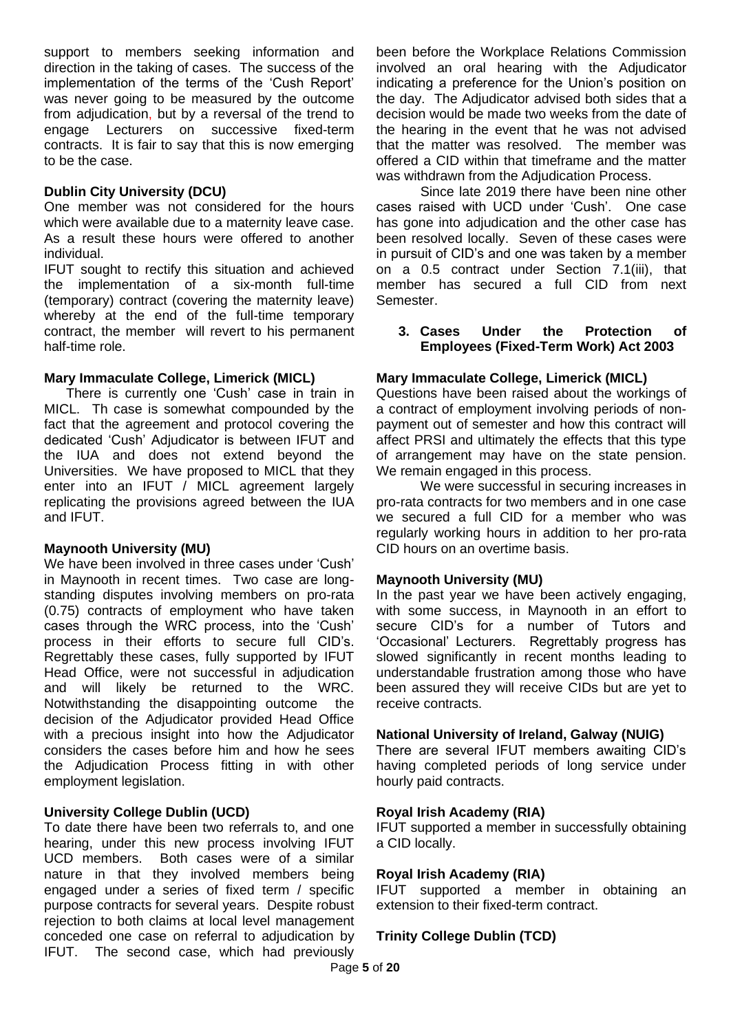support to members seeking information and direction in the taking of cases. The success of the implementation of the terms of the 'Cush Report' was never going to be measured by the outcome from adjudication, but by a reversal of the trend to engage Lecturers on successive fixed-term contracts. It is fair to say that this is now emerging to be the case.

**Dublin City University (DCU)**

One member was not considered for the hours which were available due to a maternity leave case. As a result these hours were offered to another individual.

IFUT sought to rectify this situation and achieved the implementation of a six-month full-time (temporary) contract (covering the maternity leave) whereby at the end of the full-time temporary contract, the member will revert to his permanent half-time role.

**Mary Immaculate College, Limerick (MICL)**

There is currently one 'Cush' case in train in MICL. Th case is somewhat compounded by the fact that the agreement and protocol covering the dedicated 'Cush' Adjudicator is between IFUT and the IUA and does not extend beyond the Universities. We have proposed to MICL that they enter into an IFUT / MICL agreement largely replicating the provisions agreed between the IUA and IFUT.

**Maynooth University (MU)**

We have been involved in three cases under 'Cush' in Maynooth in recent times. Two case are long-standing disputes involving members on pro-rata (0.75) contracts of employment who have taken cases through the WRC process, into the 'Cush' process in their efforts to secure full CID's. Regrettably these cases, fully supported by IFUT Head Office, were not successful in adjudication and will likely be returned to the WRC. Notwithstanding the disappointing outcome the decision of the Adjudicator provided Head Office with a precious insight into how the Adjudicator considers the cases before him and how he sees the Adjudication Process fitting in with other employment legislation.

**University College Dublin (UCD)**

To date there have been two referrals to, and one hearing, under this new process involving IFUT UCD members. Both cases were of a similar nature in that they involved members being engaged under a series of fixed term / specific purpose contracts for several years. Despite robust rejection to both claims at local level management conceded one case on referral to adjudication by IFUT. The second case, which had previously been before the Workplace Relations Commission involved an oral hearing with the Adjudicator indicating a preference for the Union's position on the day. The Adjudicator advised both sides that a decision would be made two weeks from the date of the hearing in the event that he was not advised that the matter was resolved. The member was offered a CID within that timeframe and the matter was withdrawn from the Adjudication Process.

Since late 2019 there have been nine other cases raised with UCD under 'Cush'. One case has gone into adjudication and the other case has been resolved locally. Seven of these cases were in pursuit of CID's and one was taken by a member on a 0.5 contract under Section 7.1(iii), that member has secured a full CID from next Semester.

## 3. Cases Under the Protection of Employees (Fixed-Term Work) Act 2003

**Mary Immaculate College, Limerick (MICL)**

Questions have been raised about the workings of a contract of employment involving periods of non-payment out of semester and how this contract will affect PRSI and ultimately the effects that this type of arrangement may have on the state pension. We remain engaged in this process.

We were successful in securing increases in pro-rata contracts for two members and in one case we secured a full CID for a member who was regularly working hours in addition to her pro-rata CID hours on an overtime basis.

**Maynooth University (MU)**

In the past year we have been actively engaging, with some success, in Maynooth in an effort to secure CID's for a number of Tutors and 'Occasional' Lecturers. Regrettably progress has slowed significantly in recent months leading to understandable frustration among those who have been assured they will receive CIDs but are yet to receive contracts.

**National University of Ireland, Galway (NUIG)**

There are several IFUT members awaiting CID's having completed periods of long service under hourly paid contracts.

**Royal Irish Academy (RIA)**

IFUT supported a member in successfully obtaining a CID locally.

**Royal Irish Academy (RIA)**

IFUT supported a member in obtaining an extension to their fixed-term contract.

**Trinity College Dublin (TCD)**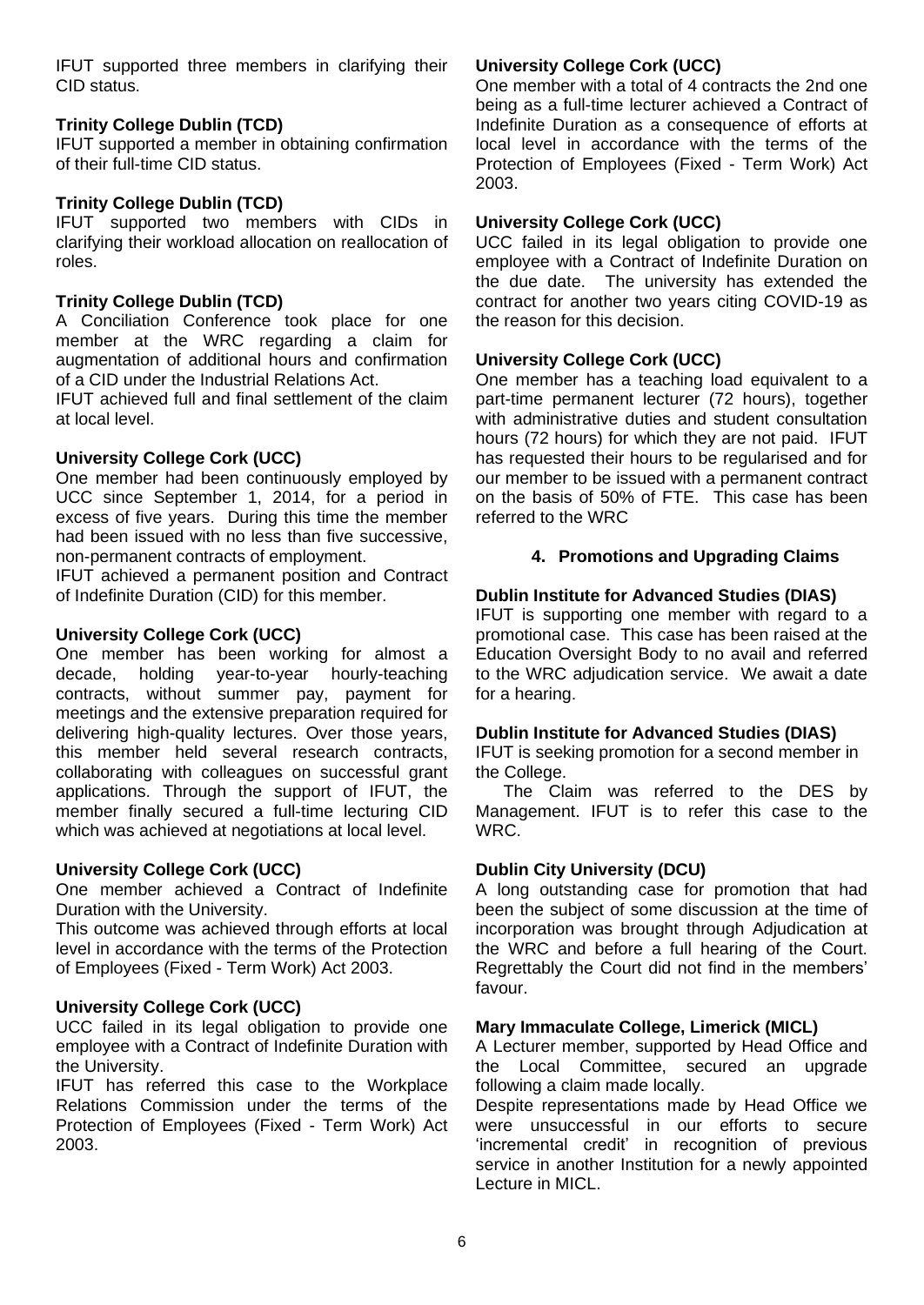IFUT supported three members in clarifying their CID status.

**Trinity College Dublin (TCD)**

IFUT supported a member in obtaining confirmation of their full-time CID status.

**Trinity College Dublin (TCD)**

IFUT supported two members with CIDs in clarifying their workload allocation on reallocation of roles.

**Trinity College Dublin (TCD)**

A Conciliation Conference took place for one member at the WRC regarding a claim for augmentation of additional hours and confirmation of a CID under the Industrial Relations Act.

IFUT achieved full and final settlement of the claim at local level.

**University College Cork (UCC)**

One member had been continuously employed by UCC since September 1, 2014, for a period in excess of five years. During this time the member had been issued with no less than five successive, non-permanent contracts of employment.

IFUT achieved a permanent position and Contract of Indefinite Duration (CID) for this member.

**University College Cork (UCC)**

One member has been working for almost a decade, holding year-to-year hourly-teaching contracts, without summer pay, payment for meetings and the extensive preparation required for delivering high-quality lectures. Over those years, this member held several research contracts, collaborating with colleagues on successful grant applications. Through the support of IFUT, the member finally secured a full-time lecturing CID which was achieved at negotiations at local level.

**University College Cork (UCC)**

One member achieved a Contract of Indefinite Duration with the University.

This outcome was achieved through efforts at local level in accordance with the terms of the Protection of Employees (Fixed - Term Work) Act 2003.

**University College Cork (UCC)**

UCC failed in its legal obligation to provide one employee with a Contract of Indefinite Duration with the University.

IFUT has referred this case to the Workplace Relations Commission under the terms of the Protection of Employees (Fixed - Term Work) Act 2003.

**University College Cork (UCC)**

One member with a total of 4 contracts the 2nd one being as a full-time lecturer achieved a Contract of Indefinite Duration as a consequence of efforts at local level in accordance with the terms of the Protection of Employees (Fixed - Term Work) Act 2003.

**University College Cork (UCC)**

UCC failed in its legal obligation to provide one employee with a Contract of Indefinite Duration on the due date. The university has extended the contract for another two years citing COVID-19 as the reason for this decision.

**University College Cork (UCC)**

One member has a teaching load equivalent to a part-time permanent lecturer (72 hours), together with administrative duties and student consultation hours (72 hours) for which they are not paid. IFUT has requested their hours to be regularised and for our member to be issued with a permanent contract on the basis of 50% of FTE. This case has been referred to the WRC

## 4. Promotions and Upgrading Claims

**Dublin Institute for Advanced Studies (DIAS)**

IFUT is supporting one member with regard to a promotional case. This case has been raised at the Education Oversight Body to no avail and referred to the WRC adjudication service. We await a date for a hearing.

**Dublin Institute for Advanced Studies (DIAS)**

IFUT is seeking promotion for a second member in the College.

The Claim was referred to the DES by Management. IFUT is to refer this case to the WRC.

**Dublin City University (DCU)**

A long outstanding case for promotion that had been the subject of some discussion at the time of incorporation was brought through Adjudication at the WRC and before a full hearing of the Court. Regrettably the Court did not find in the members' favour.

**Mary Immaculate College, Limerick (MICL)**

A Lecturer member, supported by Head Office and the Local Committee, secured an upgrade following a claim made locally.

Despite representations made by Head Office we were unsuccessful in our efforts to secure 'incremental credit' in recognition of previous service in another Institution for a newly appointed Lecture in MICL.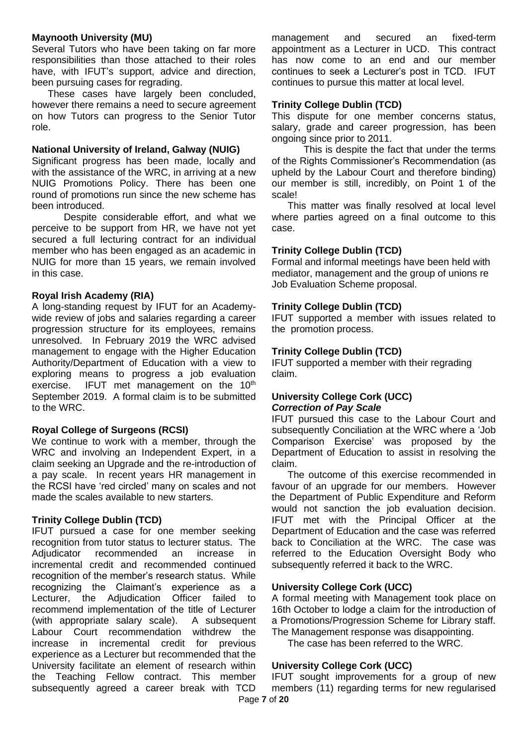**Maynooth University (MU)**

Several Tutors who have been taking on far more responsibilities than those attached to their roles have, with IFUT's support, advice and direction, been pursuing cases for regrading.

These cases have largely been concluded, however there remains a need to secure agreement on how Tutors can progress to the Senior Tutor role.

**National University of Ireland, Galway (NUIG)**

Significant progress has been made, locally and with the assistance of the WRC, in arriving at a new NUIG Promotions Policy. There has been one round of promotions run since the new scheme has been introduced.

Despite considerable effort, and what we perceive to be support from HR, we have not yet secured a full lecturing contract for an individual member who has been engaged as an academic in NUIG for more than 15 years, we remain involved in this case.

**Royal Irish Academy (RIA)**

A long-standing request by IFUT for an Academy-wide review of jobs and salaries regarding a career progression structure for its employees, remains unresolved. In February 2019 the WRC advised management to engage with the Higher Education Authority/Department of Education with a view to exploring means to progress a job evaluation exercise. IFUT met management on the 10th September 2019. A formal claim is to be submitted to the WRC.

**Royal College of Surgeons (RCSI)**

We continue to work with a member, through the WRC and involving an Independent Expert, in a claim seeking an Upgrade and the re-introduction of a pay scale. In recent years HR management in the RCSI have 'red circled' many on scales and not made the scales available to new starters.

**Trinity College Dublin (TCD)**

IFUT pursued a case for one member seeking recognition from tutor status to lecturer status. The Adjudicator recommended an increase in incremental credit and recommended continued recognition of the member's research status. While recognizing the Claimant's experience as a Lecturer, the Adjudication Officer failed to recommend implementation of the title of Lecturer (with appropriate salary scale). A subsequent Labour Court recommendation withdrew the increase in incremental credit for previous experience as a Lecturer but recommended that the University facilitate an element of research within the Teaching Fellow contract. This member subsequently agreed a career break with TCD management and secured an fixed-term appointment as a Lecturer in UCD. This contract has now come to an end and our member continues to seek a Lecturer's post in TCD. IFUT continues to pursue this matter at local level.

**Trinity College Dublin (TCD)**

This dispute for one member concerns status, salary, grade and career progression, has been ongoing since prior to 2011.

This is despite the fact that under the terms of the Rights Commissioner's Recommendation (as upheld by the Labour Court and therefore binding) our member is still, incredibly, on Point 1 of the scale!

This matter was finally resolved at local level where parties agreed on a final outcome to this case.

**Trinity College Dublin (TCD)**

Formal and informal meetings have been held with mediator, management and the group of unions re Job Evaluation Scheme proposal.

**Trinity College Dublin (TCD)**

IFUT supported a member with issues related to the promotion process.

**Trinity College Dublin (TCD)**

IFUT supported a member with their regrading claim.

**University College Cork (UCC)**
***Correction of Pay Scale***

IFUT pursued this case to the Labour Court and subsequently Conciliation at the WRC where a 'Job Comparison Exercise' was proposed by the Department of Education to assist in resolving the claim.

The outcome of this exercise recommended in favour of an upgrade for our members. However the Department of Public Expenditure and Reform would not sanction the job evaluation decision. IFUT met with the Principal Officer at the Department of Education and the case was referred back to Conciliation at the WRC. The case was referred to the Education Oversight Body who subsequently referred it back to the WRC.

**University College Cork (UCC)**

A formal meeting with Management took place on 16th October to lodge a claim for the introduction of a Promotions/Progression Scheme for Library staff. The Management response was disappointing.

The case has been referred to the WRC.

**University College Cork (UCC)**

IFUT sought improvements for a group of new members (11) regarding terms for new regularised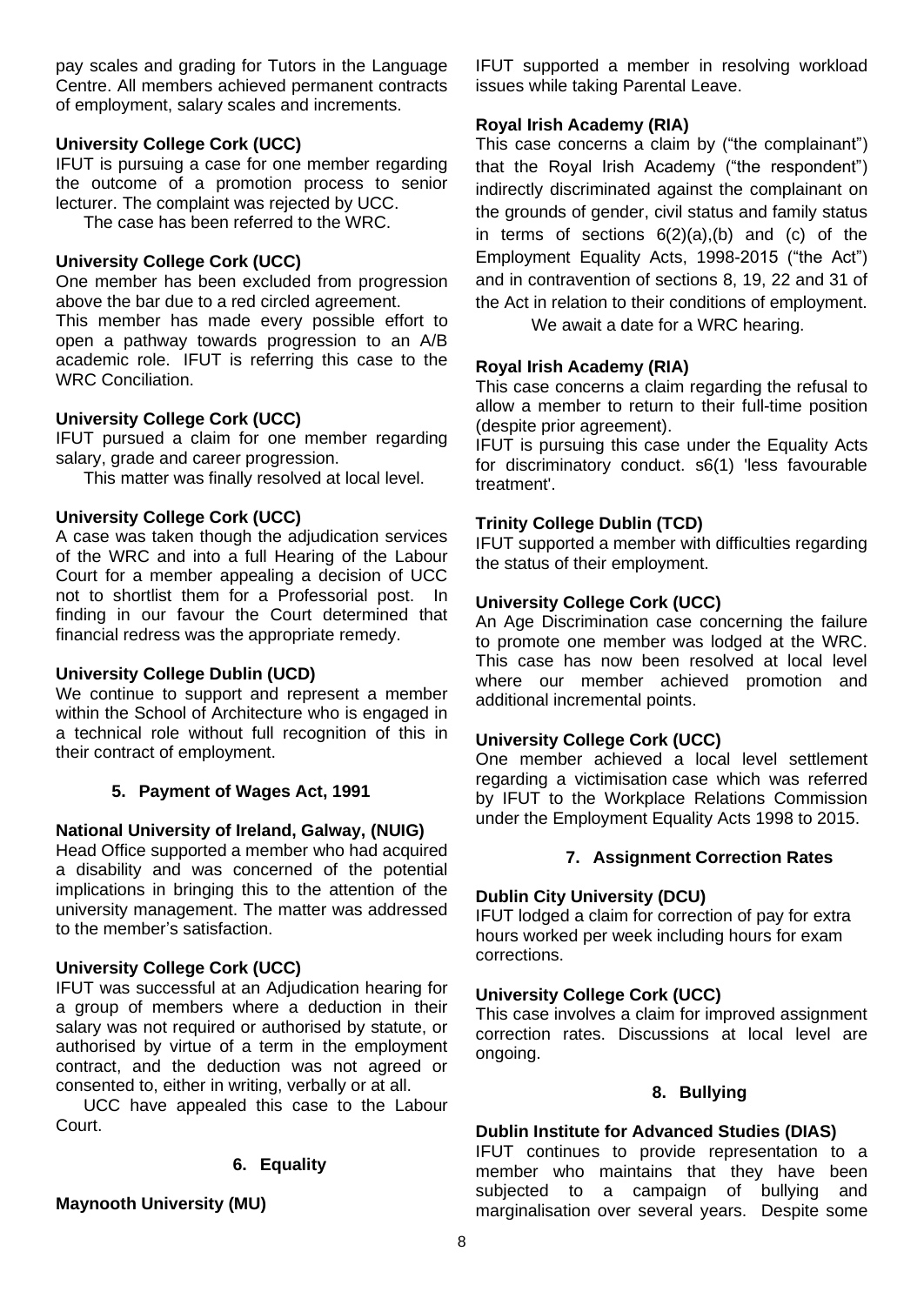pay scales and grading for Tutors in the Language Centre. All members achieved permanent contracts of employment, salary scales and increments.

**University College Cork (UCC)**
IFUT is pursuing a case for one member regarding the outcome of a promotion process to senior lecturer. The complaint was rejected by UCC.
The case has been referred to the WRC.

**University College Cork (UCC)**
One member has been excluded from progression above the bar due to a red circled agreement.
This member has made every possible effort to open a pathway towards progression to an A/B academic role. IFUT is referring this case to the WRC Conciliation.

**University College Cork (UCC)**
IFUT pursued a claim for one member regarding salary, grade and career progression.
This matter was finally resolved at local level.

**University College Cork (UCC)**
A case was taken though the adjudication services of the WRC and into a full Hearing of the Labour Court for a member appealing a decision of UCC not to shortlist them for a Professorial post. In finding in our favour the Court determined that financial redress was the appropriate remedy.

**University College Dublin (UCD)**
We continue to support and represent a member within the School of Architecture who is engaged in a technical role without full recognition of this in their contract of employment.

## 5. Payment of Wages Act, 1991

**National University of Ireland, Galway, (NUIG)**
Head Office supported a member who had acquired a disability and was concerned of the potential implications in bringing this to the attention of the university management. The matter was addressed to the member's satisfaction.

**University College Cork (UCC)**
IFUT was successful at an Adjudication hearing for a group of members where a deduction in their salary was not required or authorised by statute, or authorised by virtue of a term in the employment contract, and the deduction was not agreed or consented to, either in writing, verbally or at all.
UCC have appealed this case to the Labour Court.

## 6. Equality

**Maynooth University (MU)**
IFUT supported a member in resolving workload issues while taking Parental Leave.

**Royal Irish Academy (RIA)**
This case concerns a claim by ("the complainant") that the Royal Irish Academy ("the respondent") indirectly discriminated against the complainant on the grounds of gender, civil status and family status in terms of sections 6(2)(a),(b) and (c) of the Employment Equality Acts, 1998-2015 ("the Act") and in contravention of sections 8, 19, 22 and 31 of the Act in relation to their conditions of employment.
We await a date for a WRC hearing.

**Royal Irish Academy (RIA)**
This case concerns a claim regarding the refusal to allow a member to return to their full-time position (despite prior agreement).
IFUT is pursuing this case under the Equality Acts for discriminatory conduct. s6(1) 'less favourable treatment'.

**Trinity College Dublin (TCD)**
IFUT supported a member with difficulties regarding the status of their employment.

**University College Cork (UCC)**
An Age Discrimination case concerning the failure to promote one member was lodged at the WRC. This case has now been resolved at local level where our member achieved promotion and additional incremental points.

**University College Cork (UCC)**
One member achieved a local level settlement regarding a victimisation case which was referred by IFUT to the Workplace Relations Commission under the Employment Equality Acts 1998 to 2015.

## 7. Assignment Correction Rates

**Dublin City University (DCU)**
IFUT lodged a claim for correction of pay for extra hours worked per week including hours for exam corrections.

**University College Cork (UCC)**
This case involves a claim for improved assignment correction rates. Discussions at local level are ongoing.

## 8. Bullying

**Dublin Institute for Advanced Studies (DIAS)**
IFUT continues to provide representation to a member who maintains that they have been subjected to a campaign of bullying and marginalisation over several years. Despite some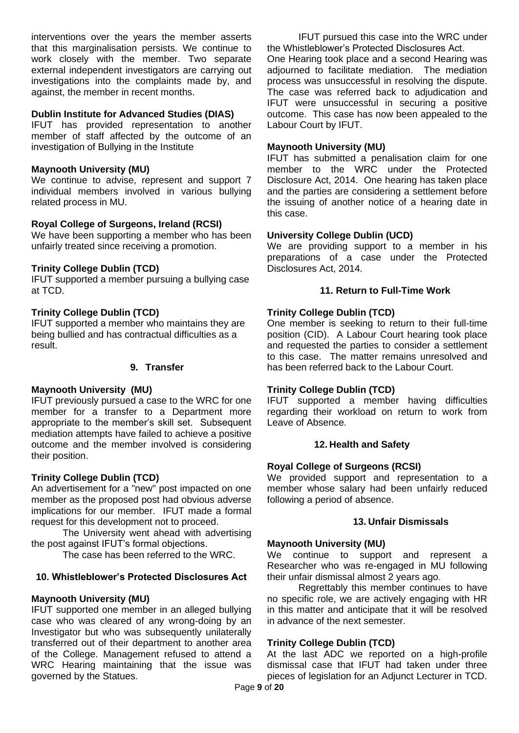interventions over the years the member asserts that this marginalisation persists. We continue to work closely with the member. Two separate external independent investigators are carrying out investigations into the complaints made by, and against, the member in recent months.

**Dublin Institute for Advanced Studies (DIAS)**
IFUT has provided representation to another member of staff affected by the outcome of an investigation of Bullying in the Institute

**Maynooth University (MU)**
We continue to advise, represent and support 7 individual members involved in various bullying related process in MU.

**Royal College of Surgeons, Ireland (RCSI)**
We have been supporting a member who has been unfairly treated since receiving a promotion.

**Trinity College Dublin (TCD)**
IFUT supported a member pursuing a bullying case at TCD.

**Trinity College Dublin (TCD)**
IFUT supported a member who maintains they are being bullied and has contractual difficulties as a result.

## 9. Transfer

**Maynooth University (MU)**
IFUT previously pursued a case to the WRC for one member for a transfer to a Department more appropriate to the member's skill set. Subsequent mediation attempts have failed to achieve a positive outcome and the member involved is considering their position.

**Trinity College Dublin (TCD)**
An advertisement for a "new" post impacted on one member as the proposed post had obvious adverse implications for our member. IFUT made a formal request for this development not to proceed.

The University went ahead with advertising the post against IFUT's formal objections.

The case has been referred to the WRC.

## 10. Whistleblower's Protected Disclosures Act

**Maynooth University (MU)**
IFUT supported one member in an alleged bullying case who was cleared of any wrong-doing by an Investigator but who was subsequently unilaterally transferred out of their department to another area of the College. Management refused to attend a WRC Hearing maintaining that the issue was governed by the Statues.

IFUT pursued this case into the WRC under the Whistleblower's Protected Disclosures Act.
One Hearing took place and a second Hearing was adjourned to facilitate mediation. The mediation process was unsuccessful in resolving the dispute. The case was referred back to adjudication and IFUT were unsuccessful in securing a positive outcome. This case has now been appealed to the Labour Court by IFUT.

**Maynooth University (MU)**
IFUT has submitted a penalisation claim for one member to the WRC under the Protected Disclosure Act, 2014. One hearing has taken place and the parties are considering a settlement before the issuing of another notice of a hearing date in this case.

**University College Dublin (UCD)**
We are providing support to a member in his preparations of a case under the Protected Disclosures Act, 2014.

## 11. Return to Full-Time Work

**Trinity College Dublin (TCD)**
One member is seeking to return to their full-time position (CID). A Labour Court hearing took place and requested the parties to consider a settlement to this case. The matter remains unresolved and has been referred back to the Labour Court.

**Trinity College Dublin (TCD)**
IFUT supported a member having difficulties regarding their workload on return to work from Leave of Absence.

## 12. Health and Safety

**Royal College of Surgeons (RCSI)**
We provided support and representation to a member whose salary had been unfairly reduced following a period of absence.

## 13. Unfair Dismissals

**Maynooth University (MU)**
We continue to support and represent a Researcher who was re-engaged in MU following their unfair dismissal almost 2 years ago.

Regrettably this member continues to have no specific role, we are actively engaging with HR in this matter and anticipate that it will be resolved in advance of the next semester.

**Trinity College Dublin (TCD)**
At the last ADC we reported on a high-profile dismissal case that IFUT had taken under three pieces of legislation for an Adjunct Lecturer in TCD.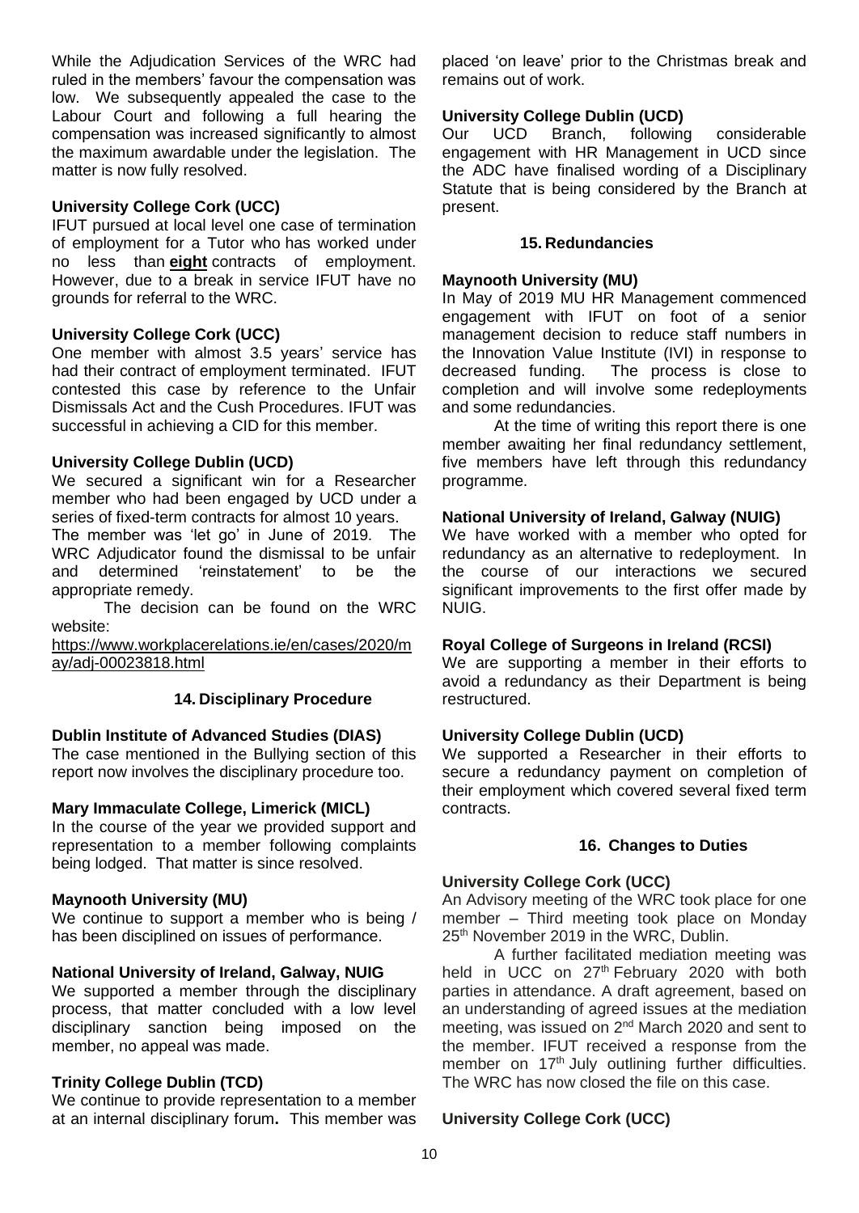While the Adjudication Services of the WRC had ruled in the members' favour the compensation was low. We subsequently appealed the case to the Labour Court and following a full hearing the compensation was increased significantly to almost the maximum awardable under the legislation. The matter is now fully resolved.

**University College Cork (UCC)**
IFUT pursued at local level one case of termination of employment for a Tutor who has worked under no less than **eight** contracts of employment. However, due to a break in service IFUT have no grounds for referral to the WRC.

**University College Cork (UCC)**
One member with almost 3.5 years' service has had their contract of employment terminated. IFUT contested this case by reference to the Unfair Dismissals Act and the Cush Procedures. IFUT was successful in achieving a CID for this member.

**University College Dublin (UCD)**
We secured a significant win for a Researcher member who had been engaged by UCD under a series of fixed-term contracts for almost 10 years.
The member was 'let go' in June of 2019. The WRC Adjudicator found the dismissal to be unfair and determined 'reinstatement' to be the appropriate remedy.

The decision can be found on the WRC website:
https://www.workplacerelations.ie/en/cases/2020/may/adj-00023818.html

## 14. Disciplinary Procedure

**Dublin Institute of Advanced Studies (DIAS)**
The case mentioned in the Bullying section of this report now involves the disciplinary procedure too.

**Mary Immaculate College, Limerick (MICL)**
In the course of the year we provided support and representation to a member following complaints being lodged. That matter is since resolved.

**Maynooth University (MU)**
We continue to support a member who is being / has been disciplined on issues of performance.

**National University of Ireland, Galway, NUIG**
We supported a member through the disciplinary process, that matter concluded with a low level disciplinary sanction being imposed on the member, no appeal was made.

**Trinity College Dublin (TCD)**
We continue to provide representation to a member at an internal disciplinary forum**.** This member was placed 'on leave' prior to the Christmas break and remains out of work.

**University College Dublin (UCD)**
Our UCD Branch, following considerable engagement with HR Management in UCD since the ADC have finalised wording of a Disciplinary Statute that is being considered by the Branch at present.

## 15. Redundancies

**Maynooth University (MU)**
In May of 2019 MU HR Management commenced engagement with IFUT on foot of a senior management decision to reduce staff numbers in the Innovation Value Institute (IVI) in response to decreased funding. The process is close to completion and will involve some redeployments and some redundancies.

At the time of writing this report there is one member awaiting her final redundancy settlement, five members have left through this redundancy programme.

**National University of Ireland, Galway (NUIG)**
We have worked with a member who opted for redundancy as an alternative to redeployment. In the course of our interactions we secured significant improvements to the first offer made by NUIG.

**Royal College of Surgeons in Ireland (RCSI)**
We are supporting a member in their efforts to avoid a redundancy as their Department is being restructured.

**University College Dublin (UCD)**
We supported a Researcher in their efforts to secure a redundancy payment on completion of their employment which covered several fixed term contracts.

## 16. Changes to Duties

**University College Cork (UCC)**
An Advisory meeting of the WRC took place for one member – Third meeting took place on Monday 25th November 2019 in the WRC, Dublin.

A further facilitated mediation meeting was held in UCC on 27th February 2020 with both parties in attendance. A draft agreement, based on an understanding of agreed issues at the mediation meeting, was issued on 2nd March 2020 and sent to the member. IFUT received a response from the member on 17th July outlining further difficulties. The WRC has now closed the file on this case.

**University College Cork (UCC)**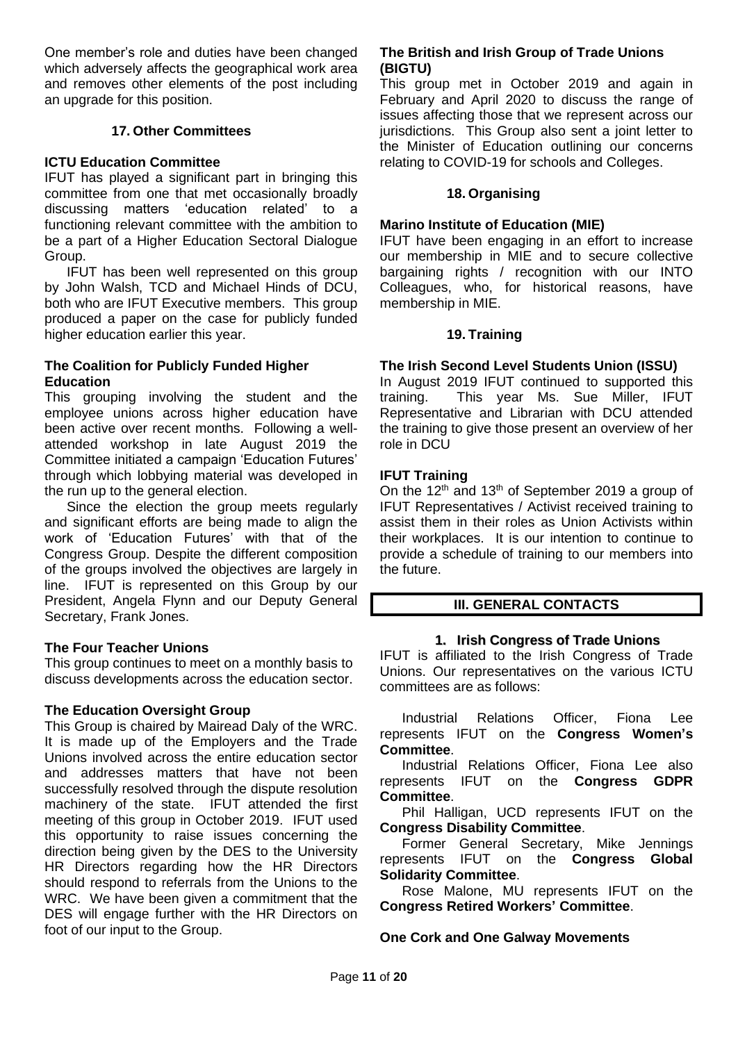One member's role and duties have been changed which adversely affects the geographical work area and removes other elements of the post including an upgrade for this position.

## 17. Other Committees

### ICTU Education Committee

IFUT has played a significant part in bringing this committee from one that met occasionally broadly discussing matters 'education related' to a functioning relevant committee with the ambition to be a part of a Higher Education Sectoral Dialogue Group.

IFUT has been well represented on this group by John Walsh, TCD and Michael Hinds of DCU, both who are IFUT Executive members. This group produced a paper on the case for publicly funded higher education earlier this year.

### The Coalition for Publicly Funded Higher Education

This grouping involving the student and the employee unions across higher education have been active over recent months. Following a well-attended workshop in late August 2019 the Committee initiated a campaign 'Education Futures' through which lobbying material was developed in the run up to the general election.

Since the election the group meets regularly and significant efforts are being made to align the work of 'Education Futures' with that of the Congress Group. Despite the different composition of the groups involved the objectives are largely in line. IFUT is represented on this Group by our President, Angela Flynn and our Deputy General Secretary, Frank Jones.

### The Four Teacher Unions

This group continues to meet on a monthly basis to discuss developments across the education sector.

### The Education Oversight Group

This Group is chaired by Mairead Daly of the WRC. It is made up of the Employers and the Trade Unions involved across the entire education sector and addresses matters that have not been successfully resolved through the dispute resolution machinery of the state. IFUT attended the first meeting of this group in October 2019. IFUT used this opportunity to raise issues concerning the direction being given by the DES to the University HR Directors regarding how the HR Directors should respond to referrals from the Unions to the WRC. We have been given a commitment that the DES will engage further with the HR Directors on foot of our input to the Group.

### The British and Irish Group of Trade Unions (BIGTU)

This group met in October 2019 and again in February and April 2020 to discuss the range of issues affecting those that we represent across our jurisdictions. This Group also sent a joint letter to the Minister of Education outlining our concerns relating to COVID-19 for schools and Colleges.

## 18. Organising

### Marino Institute of Education (MIE)

IFUT have been engaging in an effort to increase our membership in MIE and to secure collective bargaining rights / recognition with our INTO Colleagues, who, for historical reasons, have membership in MIE.

## 19. Training

### The Irish Second Level Students Union (ISSU)

In August 2019 IFUT continued to supported this training. This year Ms. Sue Miller, IFUT Representative and Librarian with DCU attended the training to give those present an overview of her role in DCU

### IFUT Training

On the 12th and 13th of September 2019 a group of IFUT Representatives / Activist received training to assist them in their roles as Union Activists within their workplaces. It is our intention to continue to provide a schedule of training to our members into the future.

# III. GENERAL CONTACTS

## 1. Irish Congress of Trade Unions

IFUT is affiliated to the Irish Congress of Trade Unions. Our representatives on the various ICTU committees are as follows:

Industrial Relations Officer, Fiona Lee represents IFUT on the **Congress Women's Committee**.

Industrial Relations Officer, Fiona Lee also represents IFUT on the **Congress GDPR Committee**.

Phil Halligan, UCD represents IFUT on the **Congress Disability Committee**.

Former General Secretary, Mike Jennings represents IFUT on the **Congress Global Solidarity Committee**.

Rose Malone, MU represents IFUT on the **Congress Retired Workers' Committee**.

### One Cork and One Galway Movements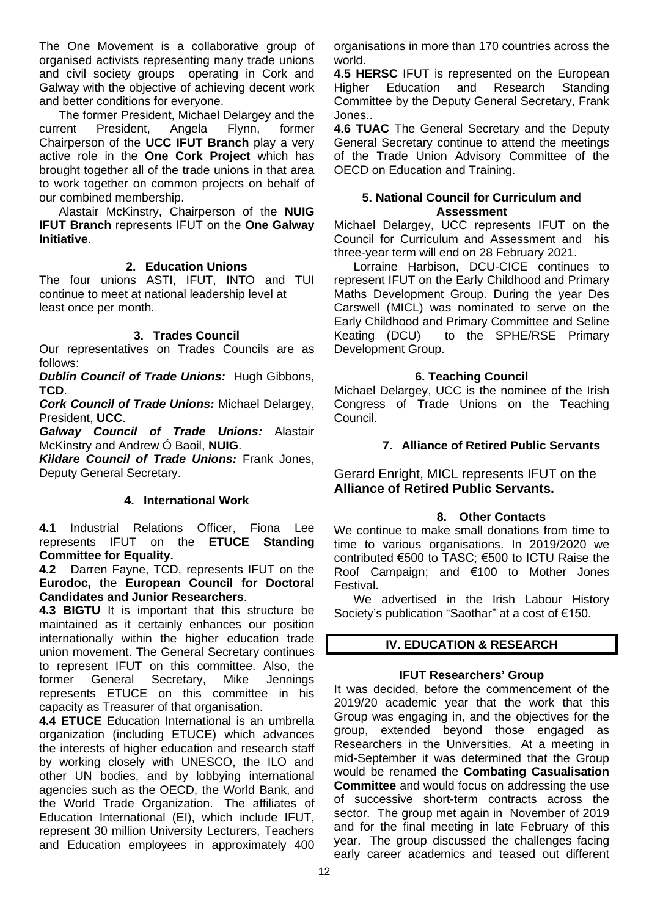The One Movement is a collaborative group of organised activists representing many trade unions and civil society groups operating in Cork and Galway with the objective of achieving decent work and better conditions for everyone.

The former President, Michael Delargey and the current President, Angela Flynn, former Chairperson of the **UCC IFUT Branch** play a very active role in the **One Cork Project** which has brought together all of the trade unions in that area to work together on common projects on behalf of our combined membership.

Alastair McKinstry, Chairperson of the **NUIG IFUT Branch** represents IFUT on the **One Galway Initiative**.

### 2. Education Unions

The four unions ASTI, IFUT, INTO and TUI continue to meet at national leadership level at least once per month.

### 3. Trades Council

Our representatives on Trades Councils are as follows:

***Dublin Council of Trade Unions:*** Hugh Gibbons, **TCD**.

***Cork Council of Trade Unions:*** Michael Delargey, President, **UCC**.

***Galway Council of Trade Unions:*** Alastair McKinstry and Andrew Ó Baoil, **NUIG**.

***Kildare Council of Trade Unions:*** Frank Jones, Deputy General Secretary.

### 4. International Work

**4.1** Industrial Relations Officer, Fiona Lee represents IFUT on the **ETUCE Standing Committee for Equality.**

**4.2** Darren Fayne, TCD, represents IFUT on the **Eurodoc, t**he **European Council for Doctoral Candidates and Junior Researchers**.

**4.3 BIGTU** It is important that this structure be maintained as it certainly enhances our position internationally within the higher education trade union movement. The General Secretary continues to represent IFUT on this committee. Also, the former General Secretary, Mike Jennings represents ETUCE on this committee in his capacity as Treasurer of that organisation.

**4.4 ETUCE** Education International is an umbrella organization (including ETUCE) which advances the interests of higher education and research staff by working closely with UNESCO, the ILO and other UN bodies, and by lobbying international agencies such as the OECD, the World Bank, and the World Trade Organization. The affiliates of Education International (EI), which include IFUT, represent 30 million University Lecturers, Teachers and Education employees in approximately 400 organisations in more than 170 countries across the world.

**4.5 HERSC** IFUT is represented on the European Higher Education and Research Standing Committee by the Deputy General Secretary, Frank Jones..

**4.6 TUAC** The General Secretary and the Deputy General Secretary continue to attend the meetings of the Trade Union Advisory Committee of the OECD on Education and Training.

### 5. National Council for Curriculum and Assessment

Michael Delargey, UCC represents IFUT on the Council for Curriculum and Assessment and his three-year term will end on 28 February 2021.

Lorraine Harbison, DCU-CICE continues to represent IFUT on the Early Childhood and Primary Maths Development Group. During the year Des Carswell (MICL) was nominated to serve on the Early Childhood and Primary Committee and Seline Keating (DCU) to the SPHE/RSE Primary Development Group.

### 6. Teaching Council

Michael Delargey, UCC is the nominee of the Irish Congress of Trade Unions on the Teaching Council.

### 7. Alliance of Retired Public Servants

Gerard Enright, MICL represents IFUT on the **Alliance of Retired Public Servants.**

### 8. Other Contacts

We continue to make small donations from time to time to various organisations. In 2019/2020 we contributed €500 to TASC; €500 to ICTU Raise the Roof Campaign; and €100 to Mother Jones Festival.

We advertised in the Irish Labour History Society's publication "Saothar" at a cost of €150.

## IV. EDUCATION & RESEARCH

### IFUT Researchers' Group

It was decided, before the commencement of the 2019/20 academic year that the work that this Group was engaging in, and the objectives for the group, extended beyond those engaged as Researchers in the Universities. At a meeting in mid-September it was determined that the Group would be renamed the **Combating Casualisation Committee** and would focus on addressing the use of successive short-term contracts across the sector. The group met again in November of 2019 and for the final meeting in late February of this year. The group discussed the challenges facing early career academics and teased out different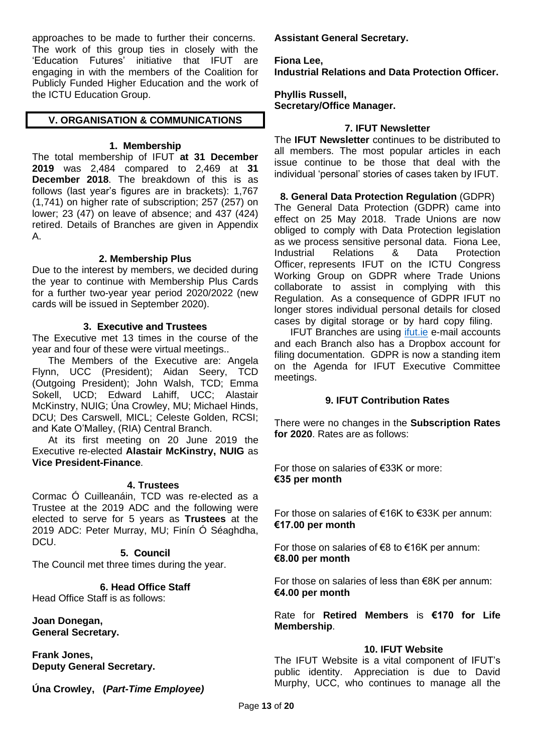approaches to be made to further their concerns. The work of this group ties in closely with the 'Education Futures' initiative that IFUT are engaging in with the members of the Coalition for Publicly Funded Higher Education and the work of the ICTU Education Group.

## V. ORGANISATION & COMMUNICATIONS

### 1. Membership

The total membership of IFUT **at 31 December 2019** was 2,484 compared to 2,469 at **31 December 2018**. The breakdown of this is as follows (last year's figures are in brackets): 1,767 (1,741) on higher rate of subscription; 257 (257) on lower; 23 (47) on leave of absence; and 437 (424) retired. Details of Branches are given in Appendix A.

### 2. Membership Plus

Due to the interest by members, we decided during the year to continue with Membership Plus Cards for a further two-year year period 2020/2022 (new cards will be issued in September 2020).

### 3. Executive and Trustees

The Executive met 13 times in the course of the year and four of these were virtual meetings..

The Members of the Executive are: Angela Flynn, UCC (President); Aidan Seery, TCD (Outgoing President); John Walsh, TCD; Emma Sokell, UCD; Edward Lahiff, UCC; Alastair McKinstry, NUIG; Úna Crowley, MU; Michael Hinds, DCU; Des Carswell, MICL; Celeste Golden, RCSI; and Kate O'Malley, (RIA) Central Branch.

At its first meeting on 20 June 2019 the Executive re-elected **Alastair McKinstry, NUIG** as **Vice President-Finance**.

### 4. Trustees

Cormac Ó Cuilleanáin, TCD was re-elected as a Trustee at the 2019 ADC and the following were elected to serve for 5 years as **Trustees** at the 2019 ADC: Peter Murray, MU; Finín Ó Séaghdha, DCU.

### 5. Council

The Council met three times during the year.

### 6. Head Office Staff

Head Office Staff is as follows:

**Joan Donegan,**
**General Secretary.**

**Frank Jones,**
**Deputy General Secretary.**

**Úna Crowley, (*Part-Time Employee)***
**Assistant General Secretary.**

**Fiona Lee,**
**Industrial Relations and Data Protection Officer.**

**Phyllis Russell,**
**Secretary/Office Manager.**

### 7. IFUT Newsletter

The **IFUT Newsletter** continues to be distributed to all members. The most popular articles in each issue continue to be those that deal with the individual 'personal' stories of cases taken by IFUT.

### 8. General Data Protection Regulation (GDPR)

The General Data Protection (GDPR) came into effect on 25 May 2018. Trade Unions are now obliged to comply with Data Protection legislation as we process sensitive personal data. Fiona Lee, Industrial Relations & Data Protection Officer, represents IFUT on the ICTU Congress Working Group on GDPR where Trade Unions collaborate to assist in complying with this Regulation. As a consequence of GDPR IFUT no longer stores individual personal details for closed cases by digital storage or by hard copy filing.

IFUT Branches are using ifut.ie e-mail accounts and each Branch also has a Dropbox account for filing documentation. GDPR is now a standing item on the Agenda for IFUT Executive Committee meetings.

### 9. IFUT Contribution Rates

There were no changes in the **Subscription Rates for 2020**. Rates are as follows:

For those on salaries of €33K or more:
**€35 per month**

For those on salaries of €16K to €33K per annum:
**€17.00 per month**

For those on salaries of €8 to €16K per annum:
**€8.00 per month**

For those on salaries of less than €8K per annum:
**€4.00 per month**

Rate for **Retired Members** is **€170 for Life Membership**.

### 10. IFUT Website

The IFUT Website is a vital component of IFUT's public identity. Appreciation is due to David Murphy, UCC, who continues to manage all the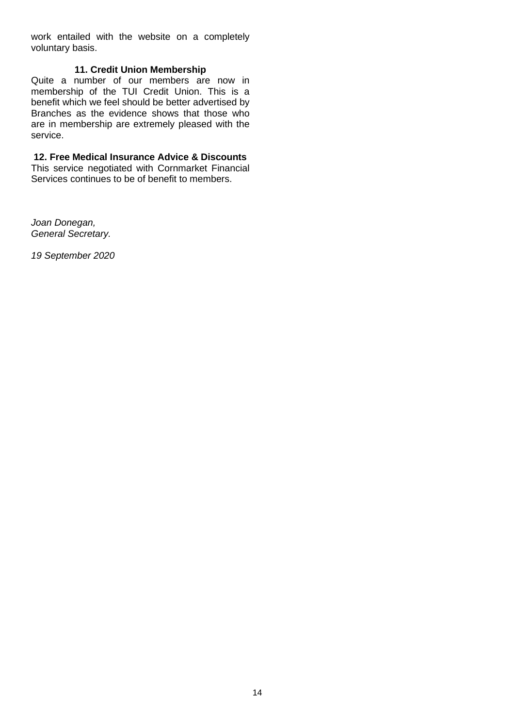work entailed with the website on a completely voluntary basis.

### 11. Credit Union Membership

Quite a number of our members are now in membership of the TUI Credit Union. This is a benefit which we feel should be better advertised by Branches as the evidence shows that those who are in membership are extremely pleased with the service.

### 12. Free Medical Insurance Advice & Discounts

This service negotiated with Cornmarket Financial Services continues to be of benefit to members.

*Joan Donegan,*
*General Secretary.*

*19 September 2020*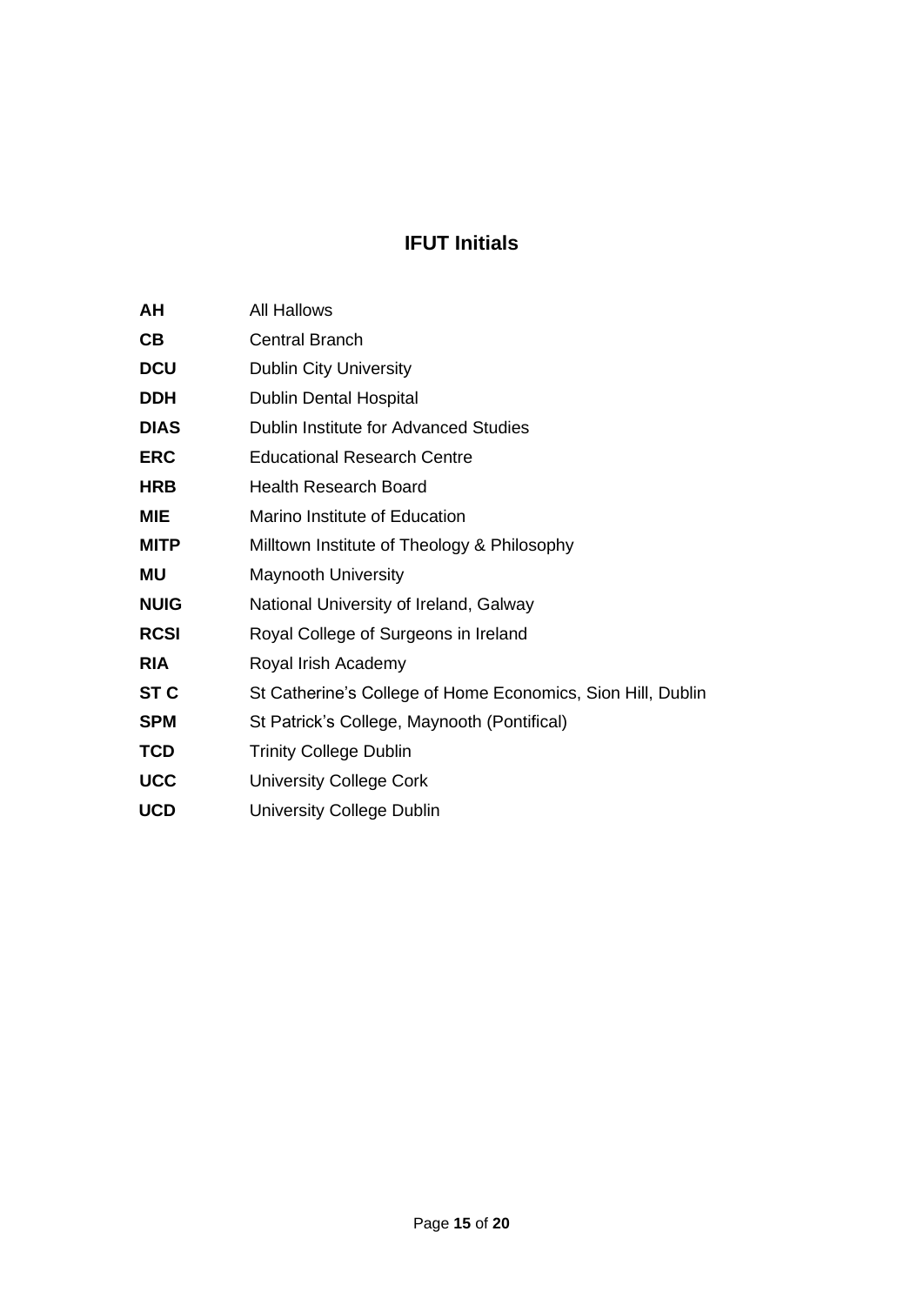## IFUT Initials

| | |
|---|---|
| **AH** | All Hallows |
| **CB** | Central Branch |
| **DCU** | Dublin City University |
| **DDH** | Dublin Dental Hospital |
| **DIAS** | Dublin Institute for Advanced Studies |
| **ERC** | Educational Research Centre |
| **HRB** | Health Research Board |
| **MIE** | Marino Institute of Education |
| **MITP** | Milltown Institute of Theology & Philosophy |
| **MU** | Maynooth University |
| **NUIG** | National University of Ireland, Galway |
| **RCSI** | Royal College of Surgeons in Ireland |
| **RIA** | Royal Irish Academy |
| **ST C** | St Catherine's College of Home Economics, Sion Hill, Dublin |
| **SPM** | St Patrick's College, Maynooth (Pontifical) |
| **TCD** | Trinity College Dublin |
| **UCC** | University College Cork |
| **UCD** | University College Dublin |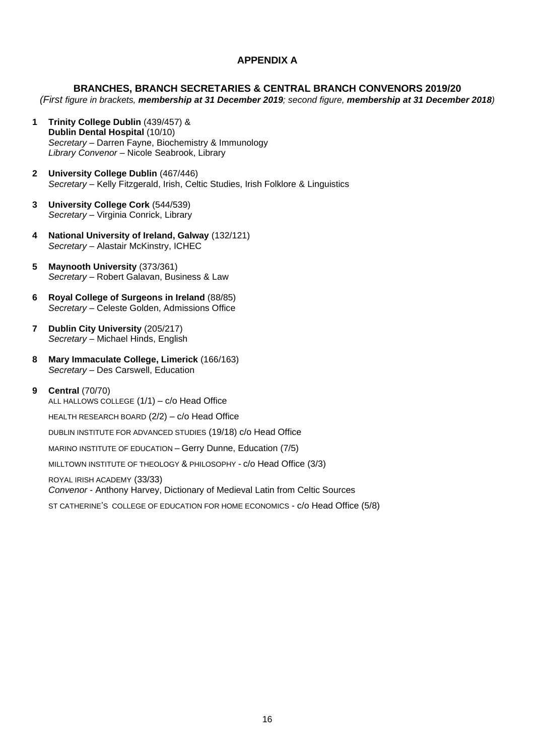# APPENDIX A

## BRANCHES, BRANCH SECRETARIES & CENTRAL BRANCH CONVENORS 2019/20

*(First figure in brackets, **membership at 31 December 2019**; second figure, **membership at 31 December 2018**)*

**1 Trinity College Dublin** (439/457) &
**Dublin Dental Hospital** (10/10)
*Secretary* – Darren Fayne, Biochemistry & Immunology
*Library Convenor* – Nicole Seabrook, Library

**2 University College Dublin** (467/446)
*Secretary* – Kelly Fitzgerald, Irish, Celtic Studies, Irish Folklore & Linguistics

**3 University College Cork** (544/539)
*Secretary* – Virginia Conrick, Library

**4 National University of Ireland, Galway** (132/121)
*Secretary* – Alastair McKinstry, ICHEC

**5 Maynooth University** (373/361)
*Secretary* – Robert Galavan, Business & Law

**6 Royal College of Surgeons in Ireland** (88/85)
*Secretary* – Celeste Golden, Admissions Office

**7 Dublin City University** (205/217)
*Secretary* – Michael Hinds, English

**8 Mary Immaculate College, Limerick** (166/163)
*Secretary* – Des Carswell, Education

**9 Central** (70/70)

ALL HALLOWS COLLEGE (1/1) – c/o Head Office

HEALTH RESEARCH BOARD (2/2) – c/o Head Office

DUBLIN INSTITUTE FOR ADVANCED STUDIES (19/18) c/o Head Office

MARINO INSTITUTE OF EDUCATION – Gerry Dunne, Education (7/5)

MILLTOWN INSTITUTE OF THEOLOGY & PHILOSOPHY - c/o Head Office (3/3)

ROYAL IRISH ACADEMY (33/33)
*Convenor* - Anthony Harvey, Dictionary of Medieval Latin from Celtic Sources

ST CATHERINE'S COLLEGE OF EDUCATION FOR HOME ECONOMICS - c/o Head Office (5/8)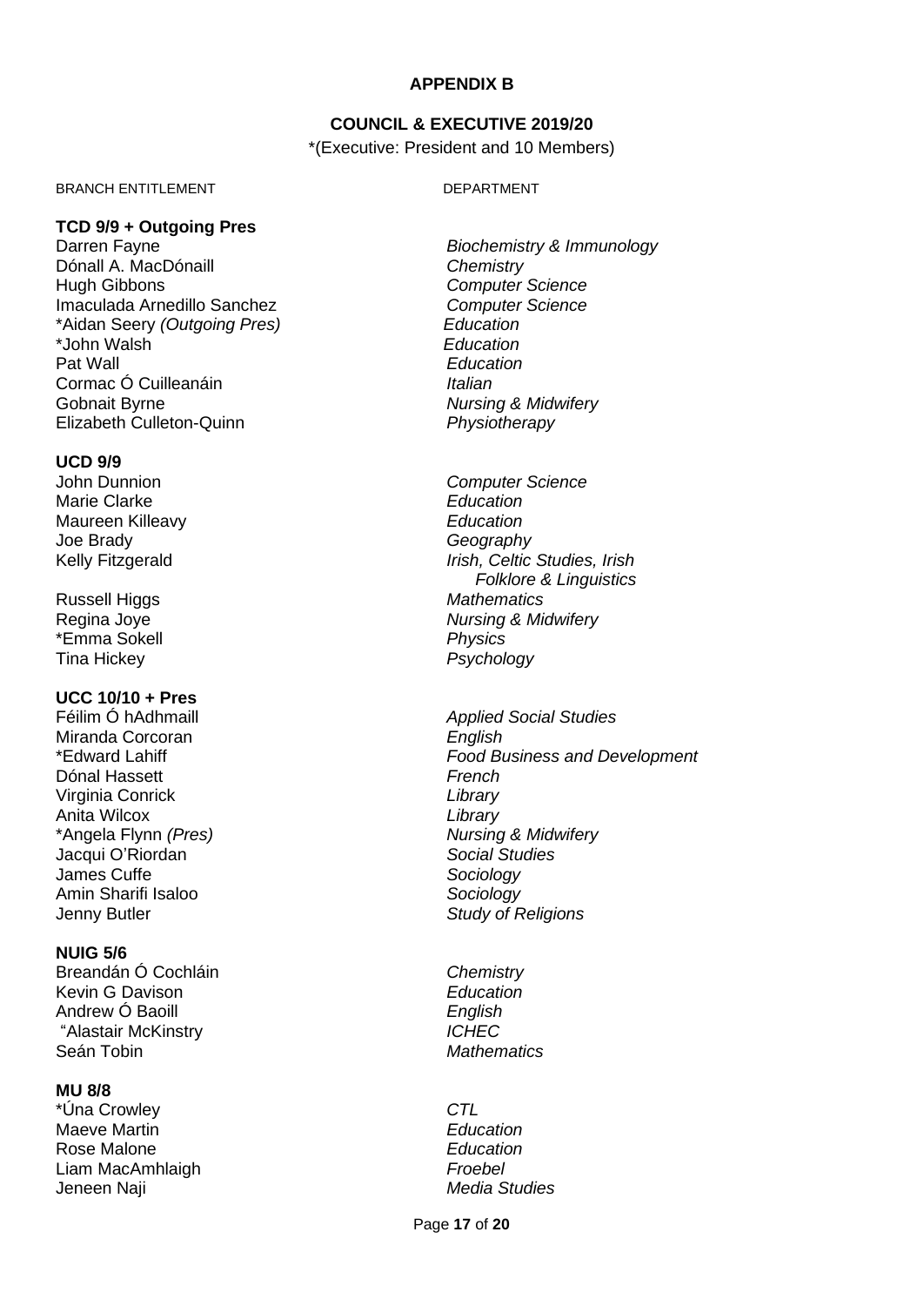**APPENDIX B**

**COUNCIL & EXECUTIVE 2019/20**

*(Executive: President and 10 Members)

| BRANCH ENTITLEMENT | DEPARTMENT |
|---|---|
| **TCD 9/9 + Outgoing Pres** | |
| Darren Fayne | *Biochemistry & Immunology* |
| Dónall A. MacDónaill | *Chemistry* |
| Hugh Gibbons | *Computer Science* |
| Imaculada Arnedillo Sanchez | *Computer Science* |
| *Aidan Seery *(Outgoing Pres)* | *Education* |
| *John Walsh | *Education* |
| Pat Wall | *Education* |
| Cormac Ó Cuilleanáin | *Italian* |
| Gobnait Byrne | *Nursing & Midwifery* |
| Elizabeth Culleton-Quinn | *Physiotherapy* |
| **UCD 9/9** | |
| John Dunnion | *Computer Science* |
| Marie Clarke | *Education* |
| Maureen Killeavy | *Education* |
| Joe Brady | *Geography* |
| Kelly Fitzgerald | *Irish, Celtic Studies, Irish Folklore & Linguistics* |
| Russell Higgs | *Mathematics* |
| Regina Joye | *Nursing & Midwifery* |
| *Emma Sokell | *Physics* |
| Tina Hickey | *Psychology* |
| **UCC 10/10 + Pres** | |
| Féilim Ó hAdhmaill | *Applied Social Studies* |
| Miranda Corcoran | *English* |
| *Edward Lahiff | *Food Business and Development* |
| Dónal Hassett | *French* |
| Virginia Conrick | *Library* |
| Anita Wilcox | *Library* |
| *Angela Flynn *(Pres)* | *Nursing & Midwifery* |
| Jacqui O'Riordan | *Social Studies* |
| James Cuffe | *Sociology* |
| Amin Sharifi Isaloo | *Sociology* |
| Jenny Butler | *Study of Religions* |
| **NUIG 5/6** | |
| Breandán Ó Cochláin | *Chemistry* |
| Kevin G Davison | *Education* |
| Andrew Ó Baoill | *English* |
| "Alastair McKinstry | *ICHEC* |
| Seán Tobin | *Mathematics* |
| **MU 8/8** | |
| *Úna Crowley | *CTL* |
| Maeve Martin | *Education* |
| Rose Malone | *Education* |
| Liam MacAmhlaigh | *Froebel* |
| Jeneen Naji | *Media Studies* |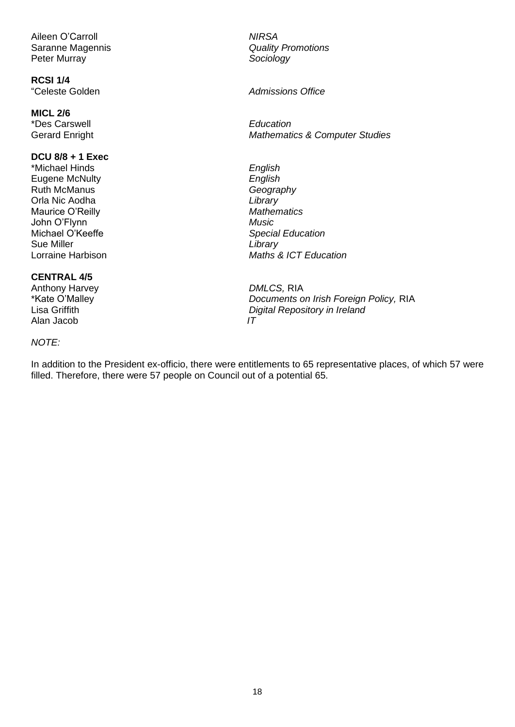Aileen O'Carroll — *NIRSA*
Saranne Magennis — *Quality Promotions*
Peter Murray — *Sociology*

**RCSI 1/4**
"Celeste Golden — *Admissions Office*

**MICL 2/6**
*Des Carswell — *Education*
Gerard Enright — *Mathematics & Computer Studies*

**DCU 8/8 + 1 Exec**
*Michael Hinds — *English*
Eugene McNulty — *English*
Ruth McManus — *Geography*
Orla Nic Aodha — *Library*
Maurice O'Reilly — *Mathematics*
John O'Flynn — *Music*
Michael O'Keeffe — *Special Education*
Sue Miller — *Library*
Lorraine Harbison — *Maths & ICT Education*

**CENTRAL 4/5**
Anthony Harvey — *DMLCS,* RIA
*Kate O'Malley — *Documents on Irish Foreign Policy,* RIA
Lisa Griffith — *Digital Repository in Ireland*
Alan Jacob — *IT*

*NOTE:*

In addition to the President ex-officio, there were entitlements to 65 representative places, of which 57 were filled. Therefore, there were 57 people on Council out of a potential 65.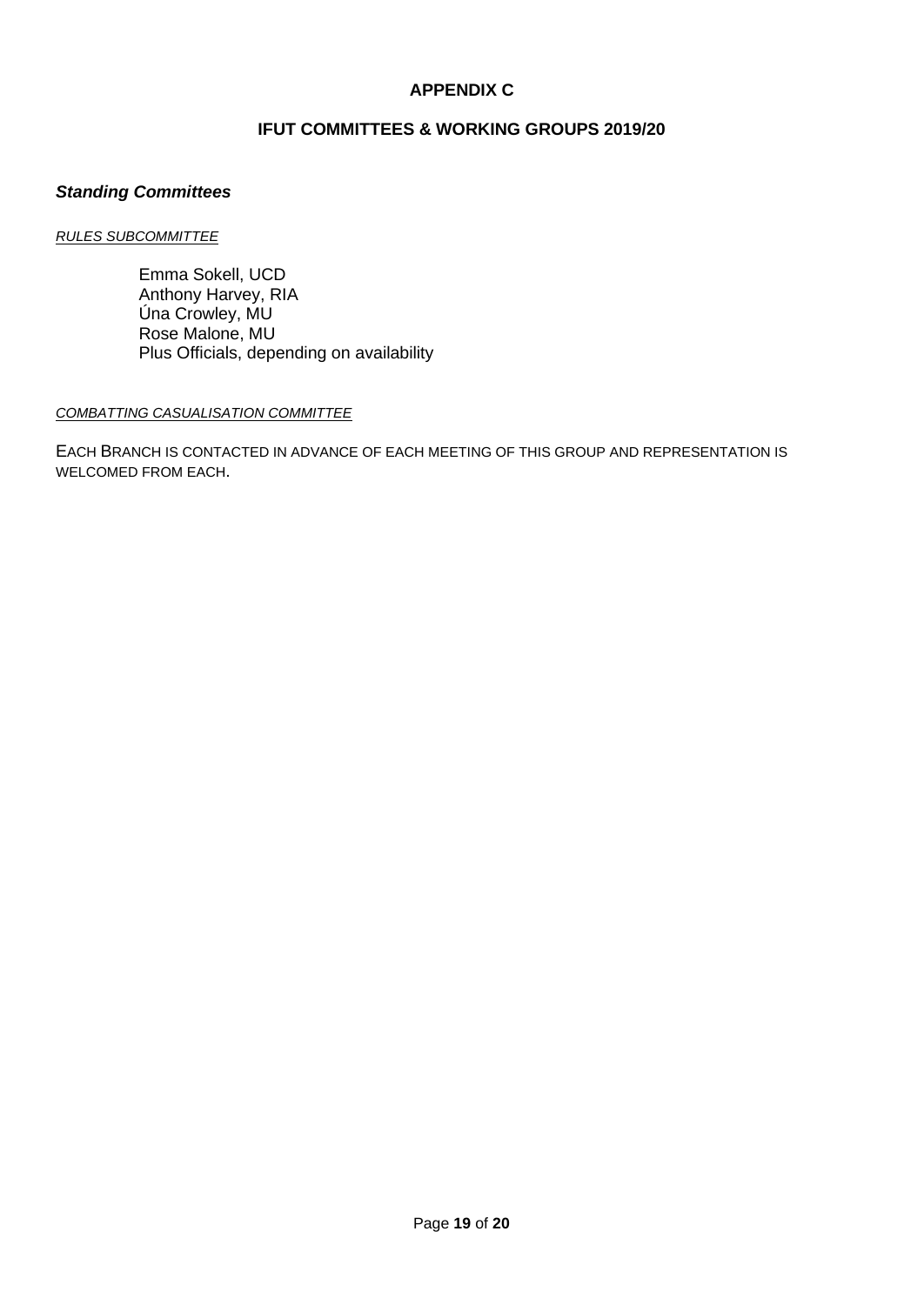# APPENDIX C

## IFUT COMMITTEES & WORKING GROUPS 2019/20

### *Standing Committees*

*RULES SUBCOMMITTEE*

Emma Sokell, UCD
Anthony Harvey, RIA
Úna Crowley, MU
Rose Malone, MU
Plus Officials, depending on availability

*COMBATTING CASUALISATION COMMITTEE*

EACH BRANCH IS CONTACTED IN ADVANCE OF EACH MEETING OF THIS GROUP AND REPRESENTATION IS WELCOMED FROM EACH.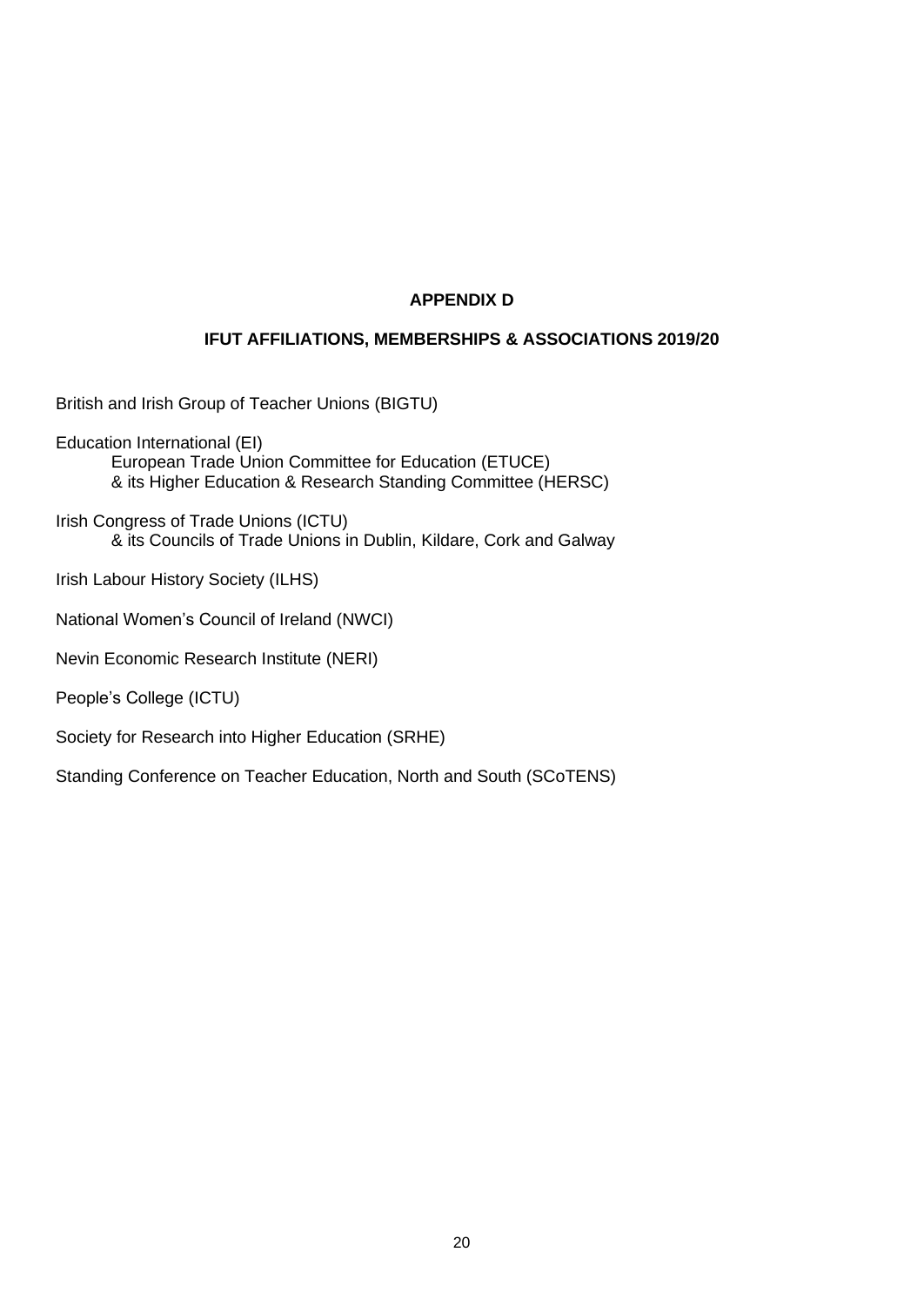## APPENDIX D

## IFUT AFFILIATIONS, MEMBERSHIPS & ASSOCIATIONS 2019/20

British and Irish Group of Teacher Unions (BIGTU)

Education International (EI)
  European Trade Union Committee for Education (ETUCE)
  & its Higher Education & Research Standing Committee (HERSC)

Irish Congress of Trade Unions (ICTU)
  & its Councils of Trade Unions in Dublin, Kildare, Cork and Galway

Irish Labour History Society (ILHS)

National Women's Council of Ireland (NWCI)

Nevin Economic Research Institute (NERI)

People's College (ICTU)

Society for Research into Higher Education (SRHE)

Standing Conference on Teacher Education, North and South (SCoTENS)